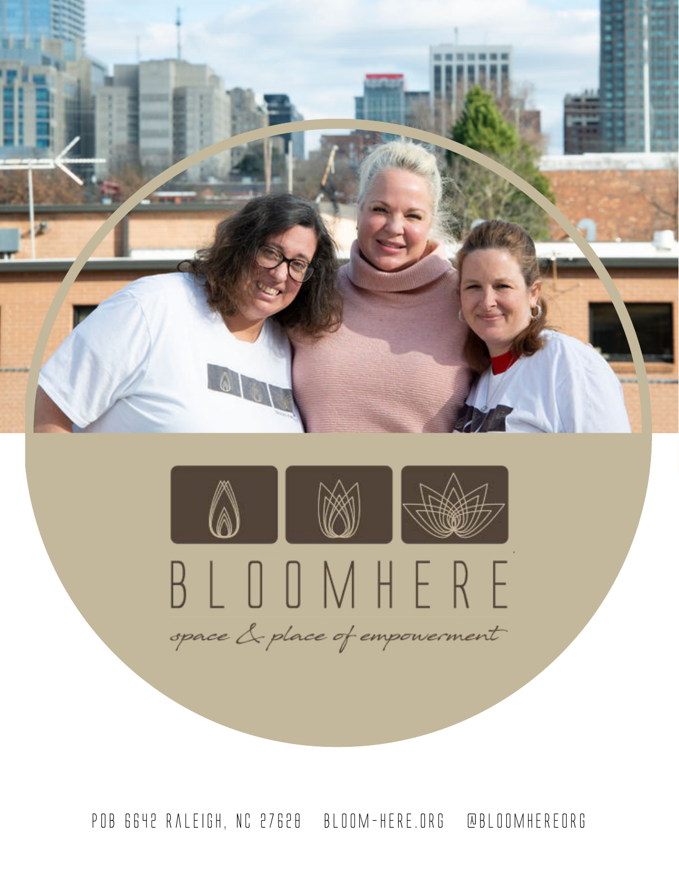# BLOOMHERE

*space & place of empowerment*

POB 6642 RALEIGH, NC 27628    BLOOM-HERE.ORG    @BLOOMHEREORG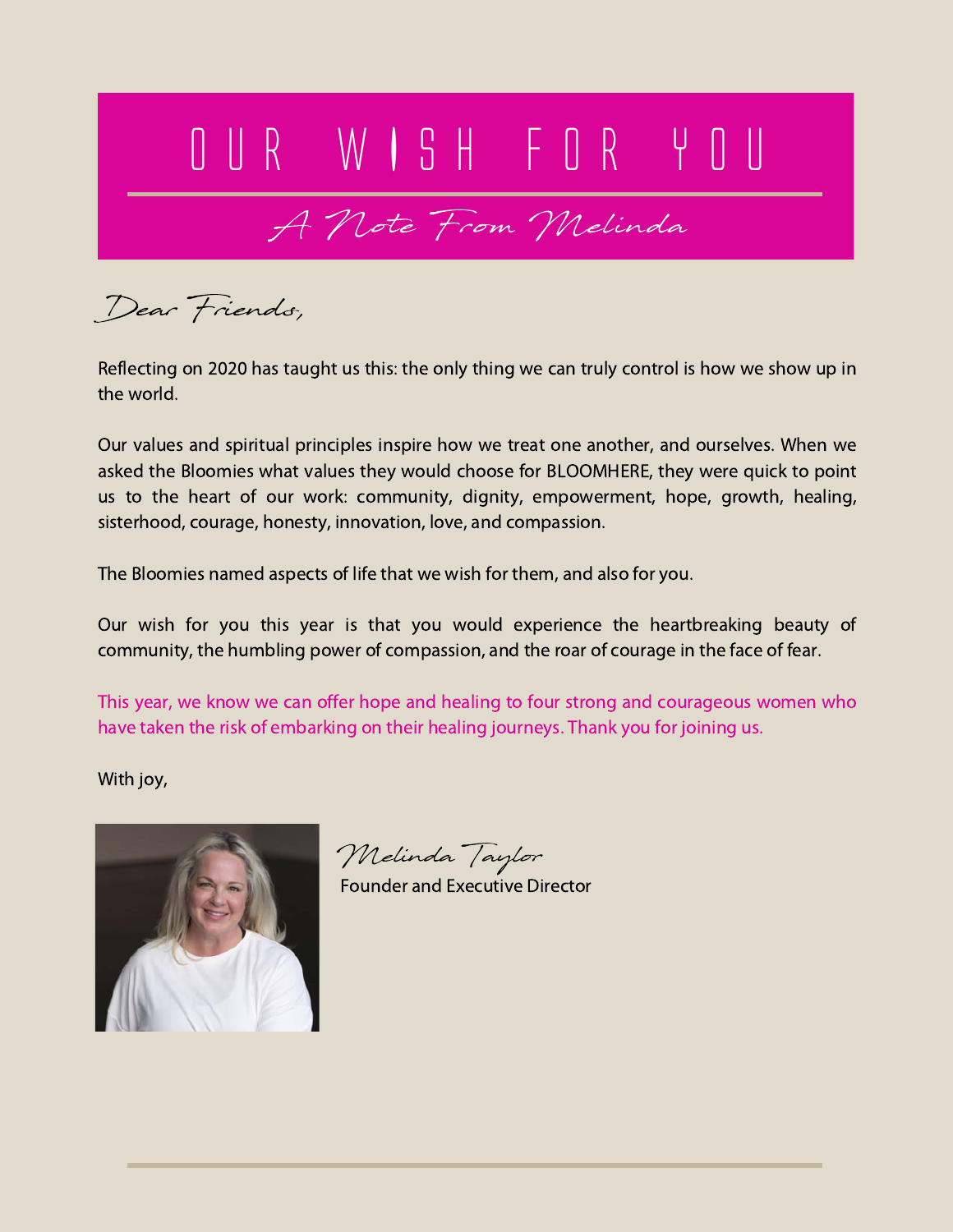# OUR WISH FOR YOU

## A Note From Melinda

Dear Friends,

Reflecting on 2020 has taught us this: the only thing we can truly control is how we show up in the world.

Our values and spiritual principles inspire how we treat one another, and ourselves. When we asked the Bloomies what values they would choose for BLOOMHERE, they were quick to point us to the heart of our work: community, dignity, empowerment, hope, growth, healing, sisterhood, courage, honesty, innovation, love, and compassion.

The Bloomies named aspects of life that we wish for them, and also for you.

Our wish for you this year is that you would experience the heartbreaking beauty of community, the humbling power of compassion, and the roar of courage in the face of fear.

This year, we know we can offer hope and healing to four strong and courageous women who have taken the risk of embarking on their healing journeys. Thank you for joining us.

With joy,

Melinda Taylor
Founder and Executive Director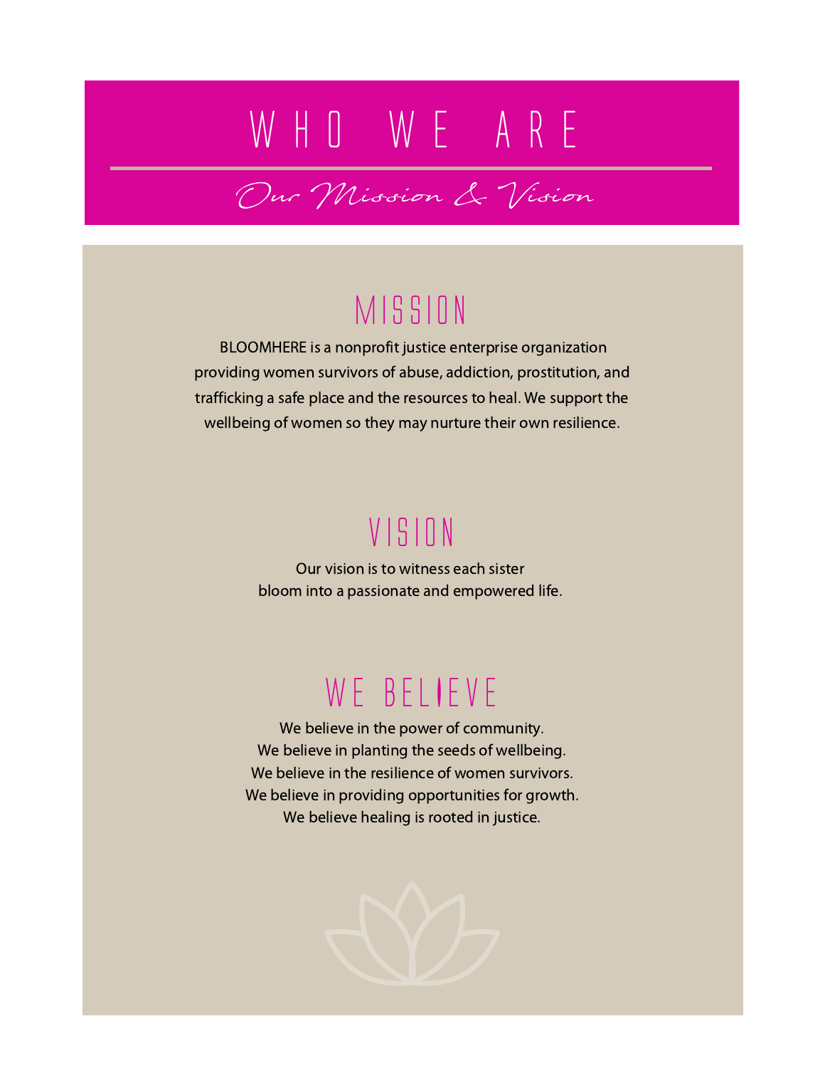# WHO WE ARE

*Our Mission & Vision*

## MISSION

BLOOMHERE is a nonprofit justice enterprise organization providing women survivors of abuse, addiction, prostitution, and trafficking a safe place and the resources to heal. We support the wellbeing of women so they may nurture their own resilience.

## VISION

Our vision is to witness each sister
bloom into a passionate and empowered life.

## WE BELIEVE

We believe in the power of community.
We believe in planting the seeds of wellbeing.
We believe in the resilience of women survivors.
We believe in providing opportunities for growth.
We believe healing is rooted in justice.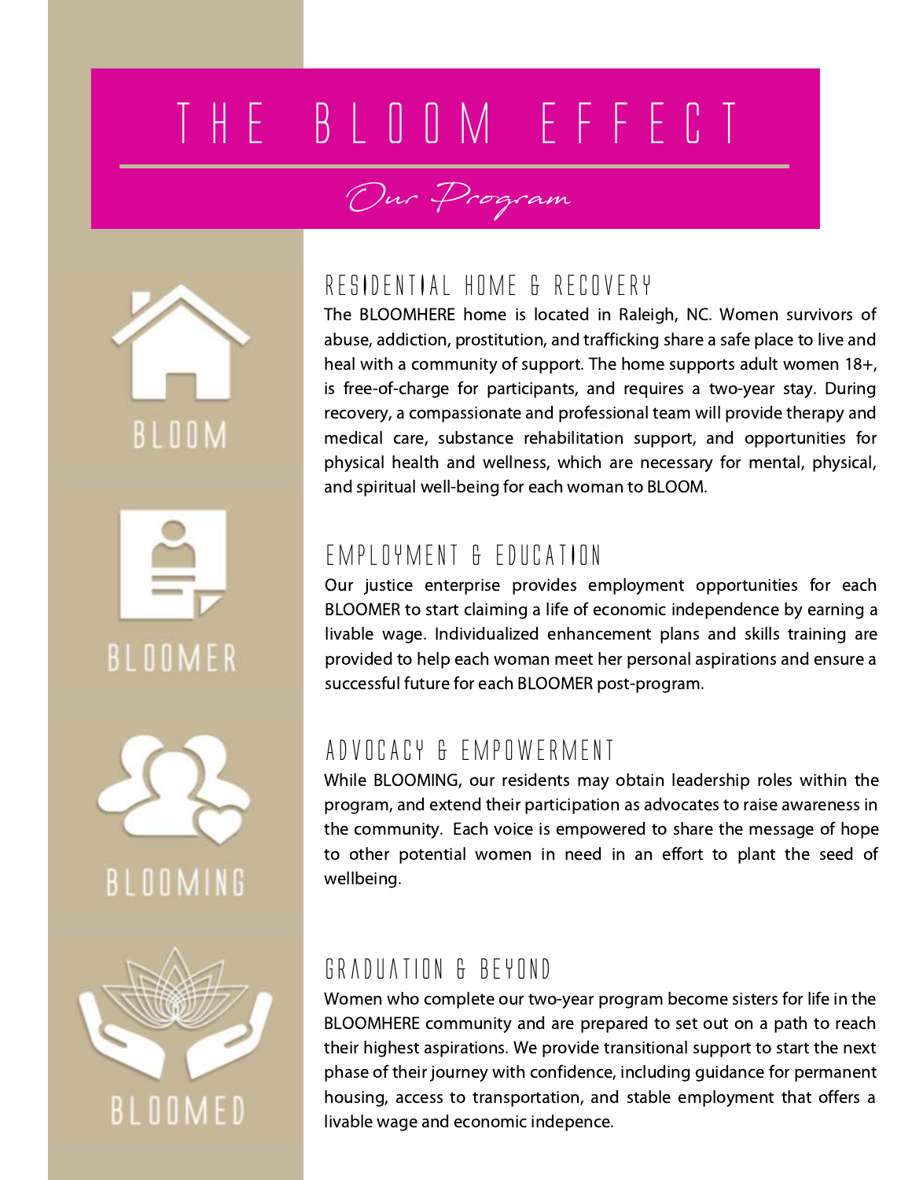# THE BLOOM EFFECT

*Our Program*

BLOOM

BLOOMER

BLOOMING

BLOOMED

## RESIDENTIAL HOME & RECOVERY

The BLOOMHERE home is located in Raleigh, NC. Women survivors of abuse, addiction, prostitution, and trafficking share a safe place to live and heal with a community of support. The home supports adult women 18+, is free-of-charge for participants, and requires a two-year stay. During recovery, a compassionate and professional team will provide therapy and medical care, substance rehabilitation support, and opportunities for physical health and wellness, which are necessary for mental, physical, and spiritual well-being for each woman to BLOOM.

## EMPLOYMENT & EDUCATION

Our justice enterprise provides employment opportunities for each BLOOMER to start claiming a life of economic independence by earning a livable wage. Individualized enhancement plans and skills training are provided to help each woman meet her personal aspirations and ensure a successful future for each BLOOMER post-program.

## ADVOCACY & EMPOWERMENT

While BLOOMING, our residents may obtain leadership roles within the program, and extend their participation as advocates to raise awareness in the community. Each voice is empowered to share the message of hope to other potential women in need in an effort to plant the seed of wellbeing.

## GRADUATION & BEYOND

Women who complete our two-year program become sisters for life in the BLOOMHERE community and are prepared to set out on a path to reach their highest aspirations. We provide transitional support to start the next phase of their journey with confidence, including guidance for permanent housing, access to transportation, and stable employment that offers a livable wage and economic indepence.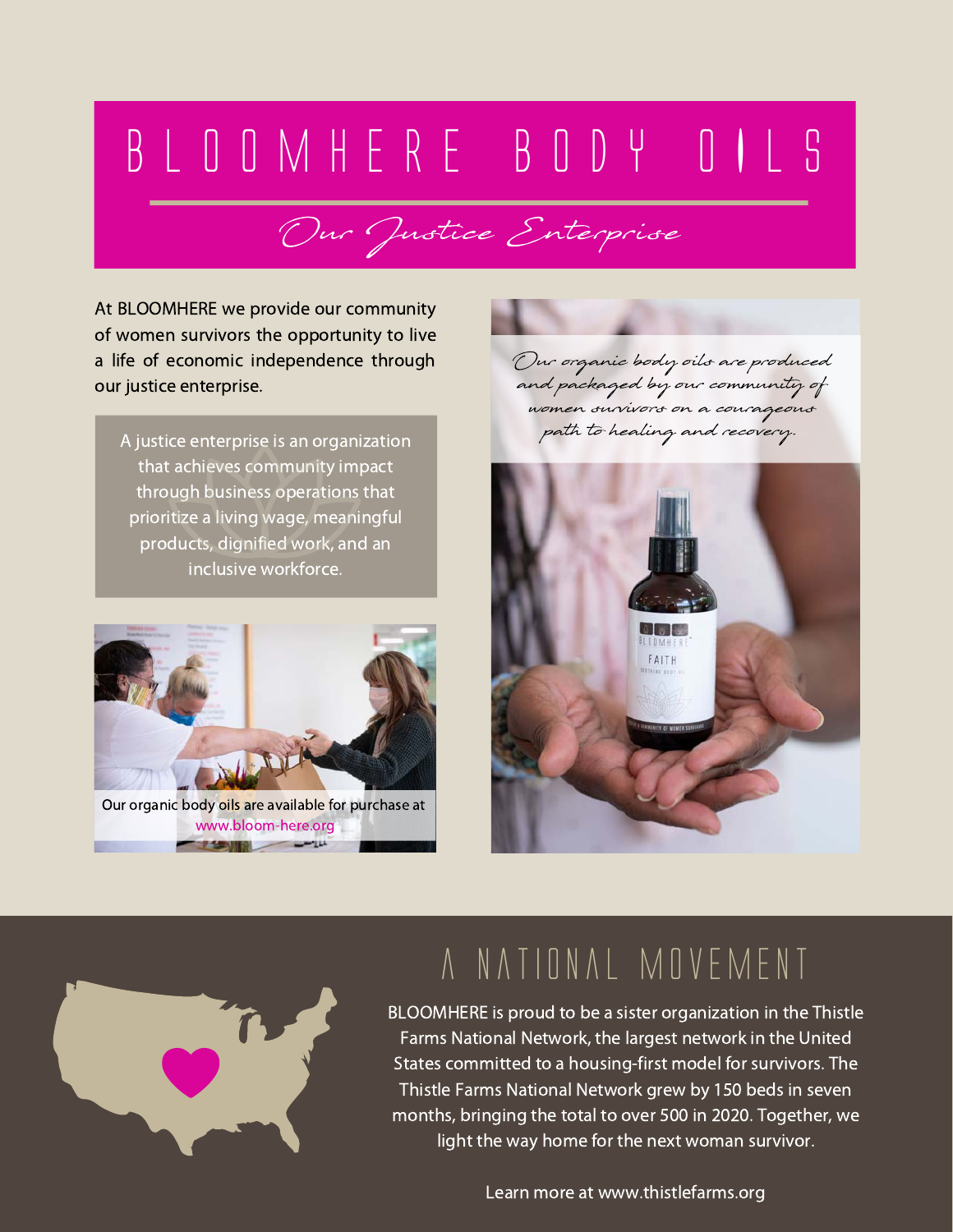# BLOOMHERE BODY OILS

## *Our Justice Enterprise*

At BLOOMHERE we provide our community of women survivors the opportunity to live a life of economic independence through our justice enterprise.

A justice enterprise is an organization that achieves community impact through business operations that prioritize a living wage, meaningful products, dignified work, and an inclusive workforce.

Our organic body oils are available for purchase at www.bloom-here.org

*Our organic body oils are produced and packaged by our community of women survivors on a courageous path to healing and recovery.*

## A NATIONAL MOVEMENT

BLOOMHERE is proud to be a sister organization in the Thistle Farms National Network, the largest network in the United States committed to a housing-first model for survivors. The Thistle Farms National Network grew by 150 beds in seven months, bringing the total to over 500 in 2020. Together, we light the way home for the next woman survivor.

Learn more at www.thistlefarms.org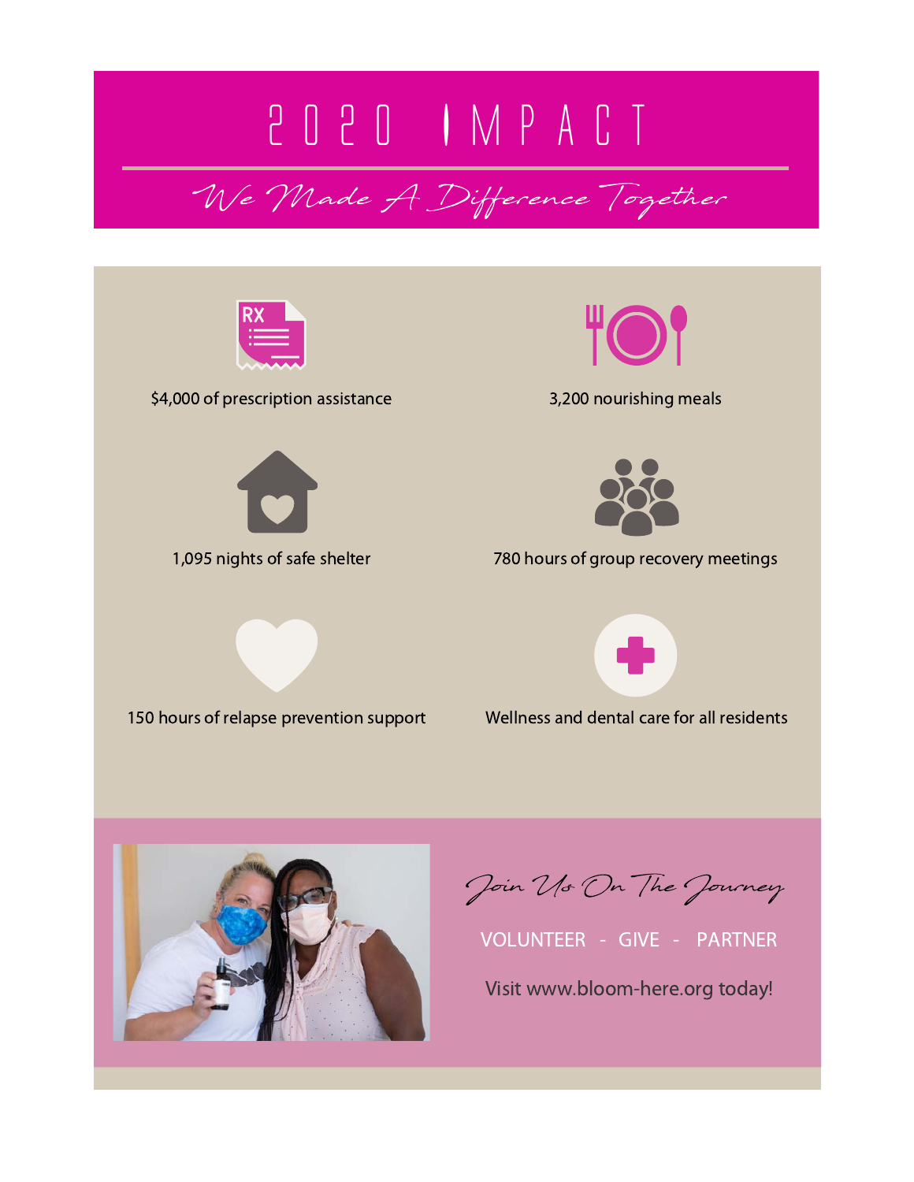# 2020 IMPACT

*We Made A Difference Together*

- $4,000 of prescription assistance
- 3,200 nourishing meals
- 1,095 nights of safe shelter
- 780 hours of group recovery meetings
- 150 hours of relapse prevention support
- Wellness and dental care for all residents

*Join Us On The Journey*

VOLUNTEER - GIVE - PARTNER

Visit www.bloom-here.org today!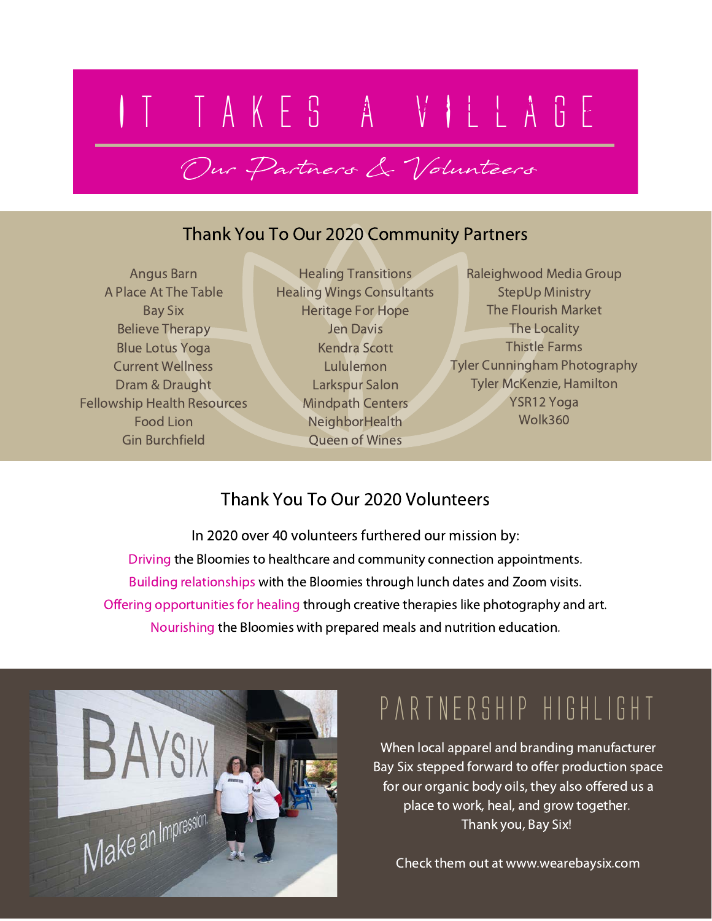# IT TAKES A VILLAGE

*Our Partners & Volunteers*

## Thank You To Our 2020 Community Partners

Angus Barn
A Place At The Table
Bay Six
Believe Therapy
Blue Lotus Yoga
Current Wellness
Dram & Draught
Fellowship Health Resources
Food Lion
Gin Burchfield
Healing Transitions
Healing Wings Consultants
Heritage For Hope
Jen Davis
Kendra Scott
Lululemon
Larkspur Salon
Mindpath Centers
NeighborHealth
Queen of Wines
Raleighwood Media Group
StepUp Ministry
The Flourish Market
The Locality
Thistle Farms
Tyler Cunningham Photography
Tyler McKenzie, Hamilton
YSR12 Yoga
Wolk360

## Thank You To Our 2020 Volunteers

In 2020 over 40 volunteers furthered our mission by:

Driving the Bloomies to healthcare and community connection appointments.

Building relationships with the Bloomies through lunch dates and Zoom visits.

Offering opportunities for healing through creative therapies like photography and art.

Nourishing the Bloomies with prepared meals and nutrition education.

## PARTNERSHIP HIGHLIGHT

When local apparel and branding manufacturer Bay Six stepped forward to offer production space for our organic body oils, they also offered us a place to work, heal, and grow together. Thank you, Bay Six!

Check them out at www.wearebaysix.com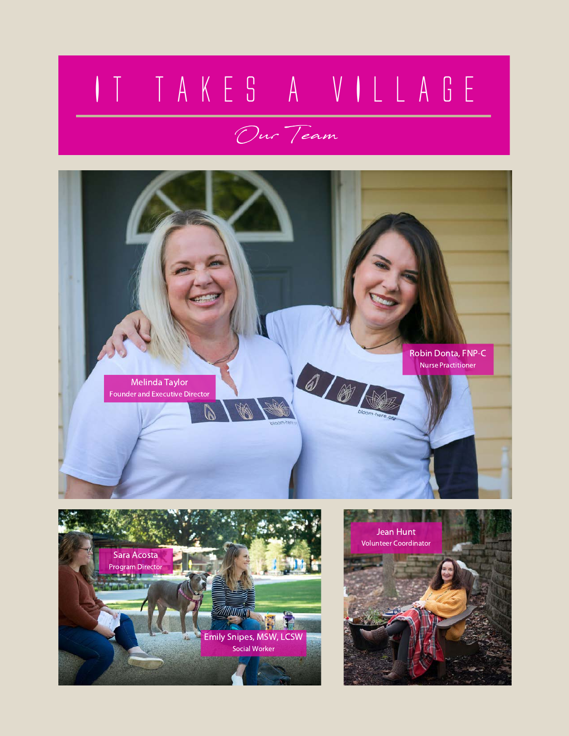# IT TAKES A VILLAGE

## *Our Team*

Melinda Taylor
Founder and Executive Director

Robin Donta, FNP-C
Nurse Practitioner

Sara Acosta
Program Director

Emily Snipes, MSW, LCSW
Social Worker

Jean Hunt
Volunteer Coordinator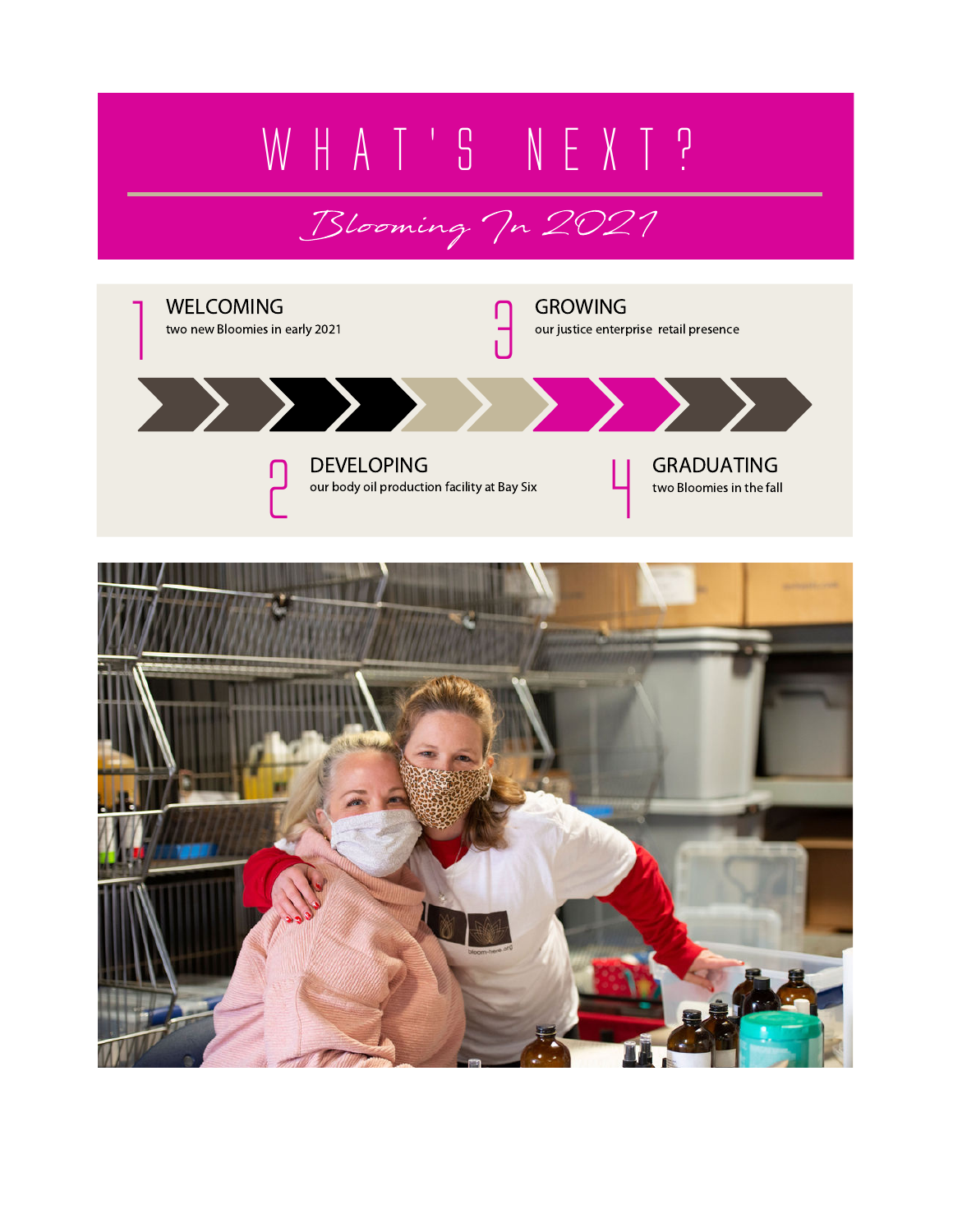# WHAT'S NEXT?

*Blooming In 2021*

1. **WELCOMING**
   two new Bloomies in early 2021

2. **DEVELOPING**
   our body oil production facility at Bay Six

3. **GROWING**
   our justice enterprise retail presence

4. **GRADUATING**
   two Bloomies in the fall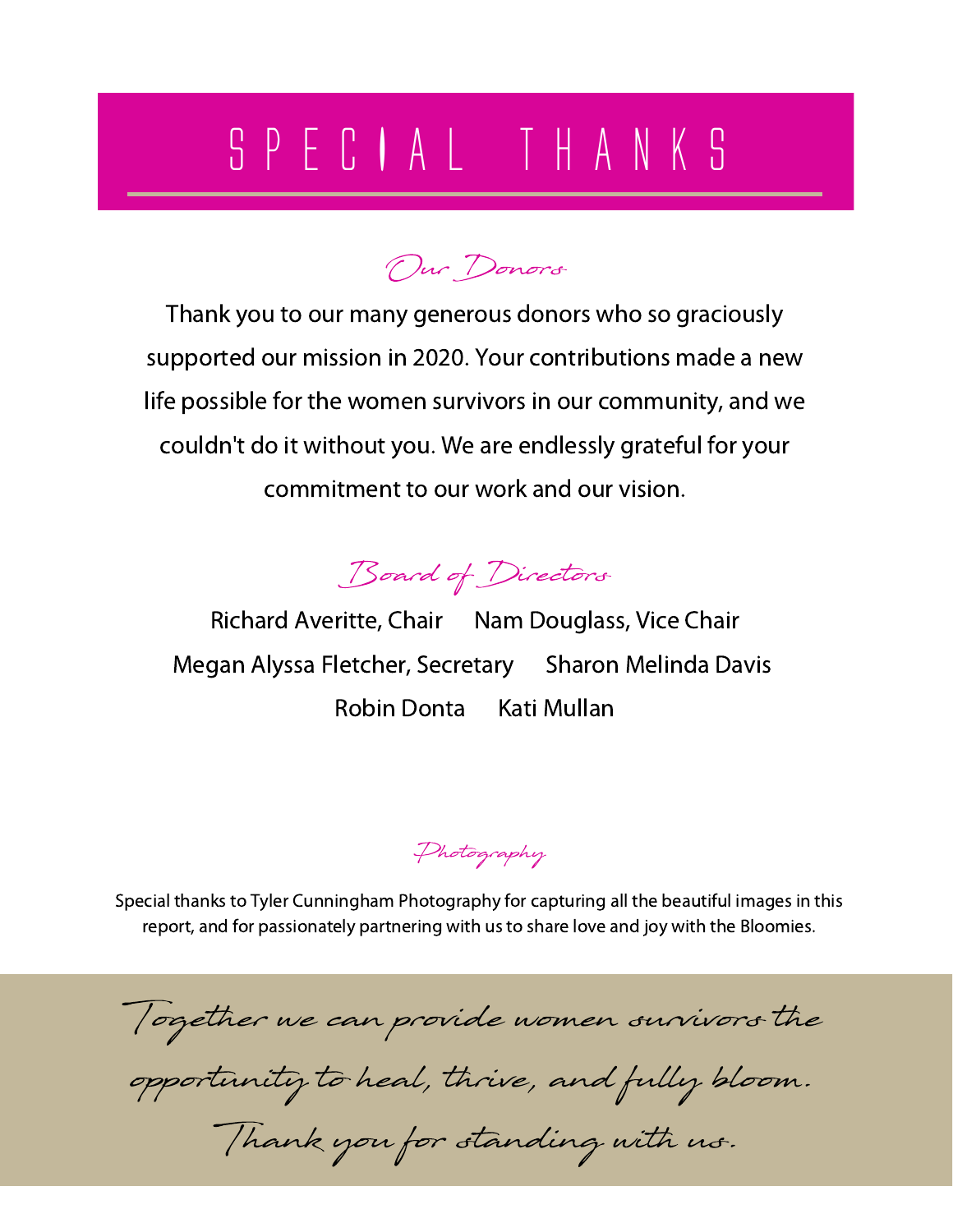# SPECIAL THANKS

## Our Donors

Thank you to our many generous donors who so graciously supported our mission in 2020. Your contributions made a new life possible for the women survivors in our community, and we couldn't do it without you. We are endlessly grateful for your commitment to our work and our vision.

## Board of Directors

Richard Averitte, Chair    Nam Douglass, Vice Chair

Megan Alyssa Fletcher, Secretary    Sharon Melinda Davis

Robin Donta    Kati Mullan

## Photography

Special thanks to Tyler Cunningham Photography for capturing all the beautiful images in this report, and for passionately partnering with us to share love and joy with the Bloomies.

*Together we can provide women survivors the opportunity to heal, thrive, and fully bloom. Thank you for standing with us.*